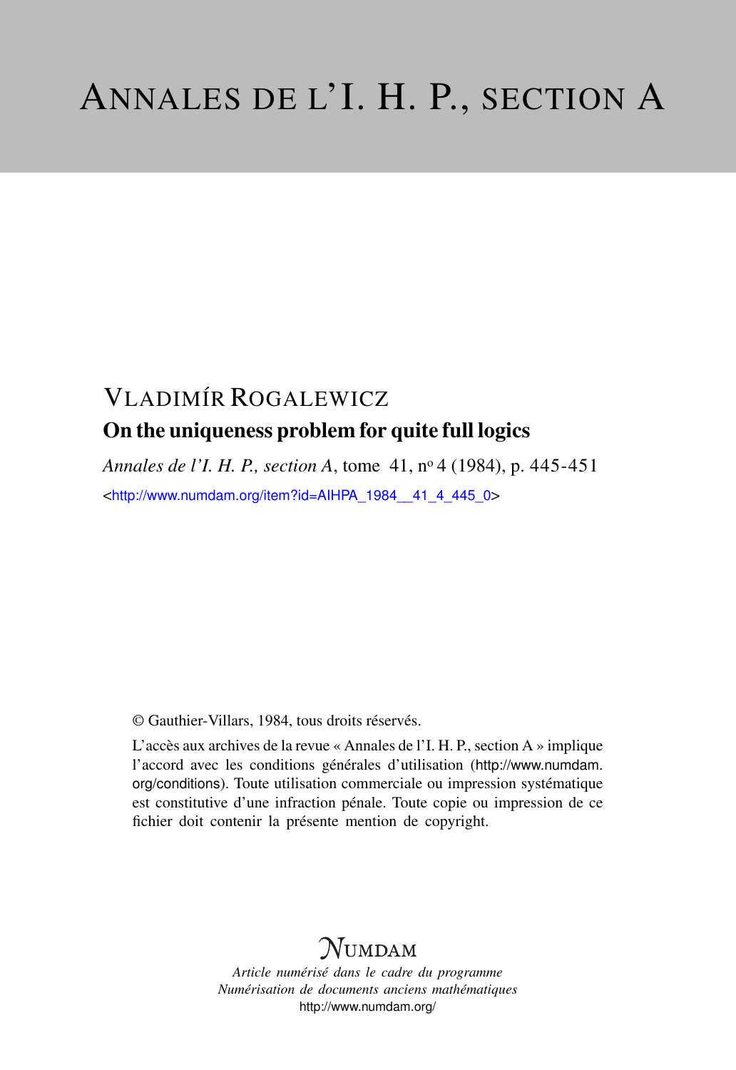# ANNALES DE L'I. H. P., SECTION A

## VLADIMÍR ROGALEWICZ

### On the uniqueness problem for quite full logics

*Annales de l'I. H. P., section A*, tome 41, nº 4 (1984), p. 445-451

<http://www.numdam.org/item?id=AIHPA_1984__41_4_445_0>

© Gauthier-Villars, 1984, tous droits réservés.

L'accès aux archives de la revue « Annales de l'I. H. P., section A » implique l'accord avec les conditions générales d'utilisation (http://www.numdam.org/conditions). Toute utilisation commerciale ou impression systématique est constitutive d'une infraction pénale. Toute copie ou impression de ce fichier doit contenir la présente mention de copyright.

NUMDAM

*Article numérisé dans le cadre du programme*
*Numérisation de documents anciens mathématiques*
http://www.numdam.org/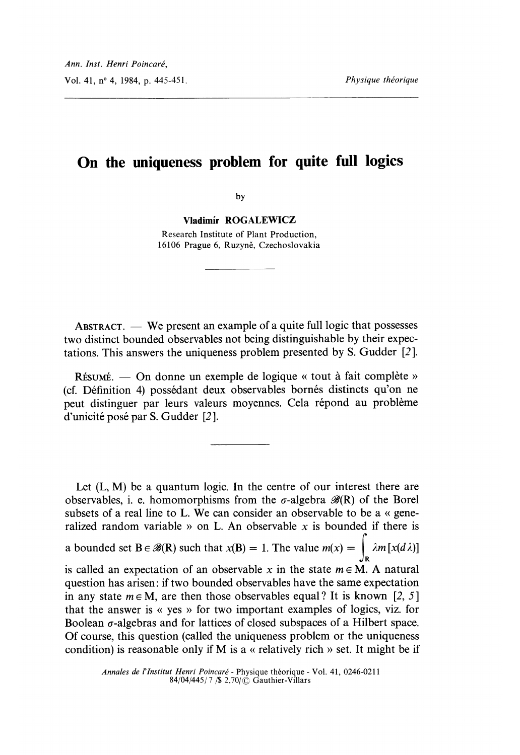Ann. Inst. Henri Poincaré,

Vol. 41, n° 4, 1984, p. 445-451. *Physique théorique*

# On the uniqueness problem for quite full logics

by

**Vladimír ROGALEWICZ**

Research Institute of Plant Production,
16106 Prague 6, Ruzyně, Czechoslovakia

ABSTRACT. — We present an example of a quite full logic that possesses two distinct bounded observables not being distinguishable by their expectations. This answers the uniqueness problem presented by S. Gudder [2].

RÉSUMÉ. — On donne un exemple de logique « tout à fait complète » (cf. Définition 4) possédant deux observables bornés distincts qu'on ne peut distinguer par leurs valeurs moyennes. Cela répond au problème d'unicité posé par S. Gudder [2].

Let (L, M) be a quantum logic. In the centre of our interest there are observables, i. e. homomorphisms from the $\sigma$-algebra $\mathscr{B}(R)$ of the Borel subsets of a real line to L. We can consider an observable to be a « generalized random variable » on L. An observable $x$ is bounded if there is a bounded set $B \in \mathscr{B}(R)$ such that $x(B) = 1$. The value $m(x) = \int_R \lambda m[x(d\lambda)]$ is called an expectation of an observable $x$ in the state $m \in M$. A natural question has arisen: if two bounded observables have the same expectation in any state $m \in M$, are then those observables equal? It is known [2, 5] that the answer is « yes » for two important examples of logics, viz. for Boolean $\sigma$-algebras and for lattices of closed subspaces of a Hilbert space. Of course, this question (called the uniqueness problem or the uniqueness condition) is reasonable only if M is a « relatively rich » set. It might be if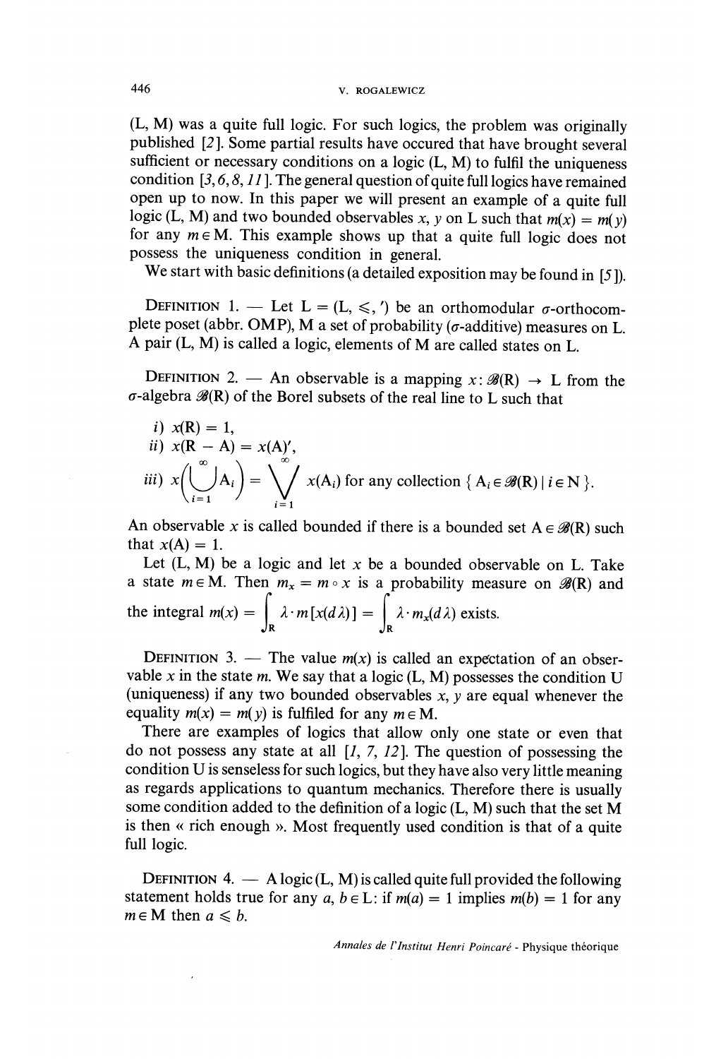(L, M) was a quite full logic. For such logics, the problem was originally published [2]. Some partial results have occured that have brought several sufficient or necessary conditions on a logic (L, M) to fulfil the uniqueness condition [3, 6, 8, 11]. The general question of quite full logics have remained open up to now. In this paper we will present an example of a quite full logic (L, M) and two bounded observables $x$, $y$ on L such that $m(x) = m(y)$ for any $m \in$ M. This example shows up that a quite full logic does not possess the uniqueness condition in general.

We start with basic definitions (a detailed exposition may be found in [5]).

DEFINITION 1. — Let $L = (L, \leqslant, ')$ be an orthomodular $\sigma$-orthocomplete poset (abbr. OMP), M a set of probability ($\sigma$-additive) measures on L. A pair (L, M) is called a logic, elements of M are called states on L.

DEFINITION 2. — An observable is a mapping $x : \mathscr{B}(R) \to L$ from the $\sigma$-algebra $\mathscr{B}(R)$ of the Borel subsets of the real line to L such that

*i)* $x(R) = 1$,

*ii)* $x(R - A) = x(A)'$,

*iii)* $x\left(\bigcup_{i=1}^{\infty} A_i\right) = \bigvee_{i=1}^{\infty} x(A_i)$ for any collection $\{ A_i \in \mathscr{B}(R) \mid i \in N \}$.

An observable $x$ is called bounded if there is a bounded set $A \in \mathscr{B}(R)$ such that $x(A) = 1$.

Let (L, M) be a logic and let $x$ be a bounded observable on L. Take a state $m \in M$. Then $m_x = m \circ x$ is a probability measure on $\mathscr{B}(R)$ and the integral $m(x) = \int_R \lambda \cdot m[x(d\lambda)] = \int_R \lambda \cdot m_x(d\lambda)$ exists.

DEFINITION 3. — The value $m(x)$ is called an expectation of an observable $x$ in the state $m$. We say that a logic (L, M) possesses the condition U (uniqueness) if any two bounded observables $x$, $y$ are equal whenever the equality $m(x) = m(y)$ is fulfiled for any $m \in M$.

There are examples of logics that allow only one state or even that do not possess any state at all [1, 7, 12]. The question of possessing the condition U is senseless for such logics, but they have also very little meaning as regards applications to quantum mechanics. Therefore there is usually some condition added to the definition of a logic (L, M) such that the set M is then « rich enough ». Most frequently used condition is that of a quite full logic.

DEFINITION 4. — A logic (L, M) is called quite full provided the following statement holds true for any $a, b \in L$: if $m(a) = 1$ implies $m(b) = 1$ for any $m \in M$ then $a \leqslant b$.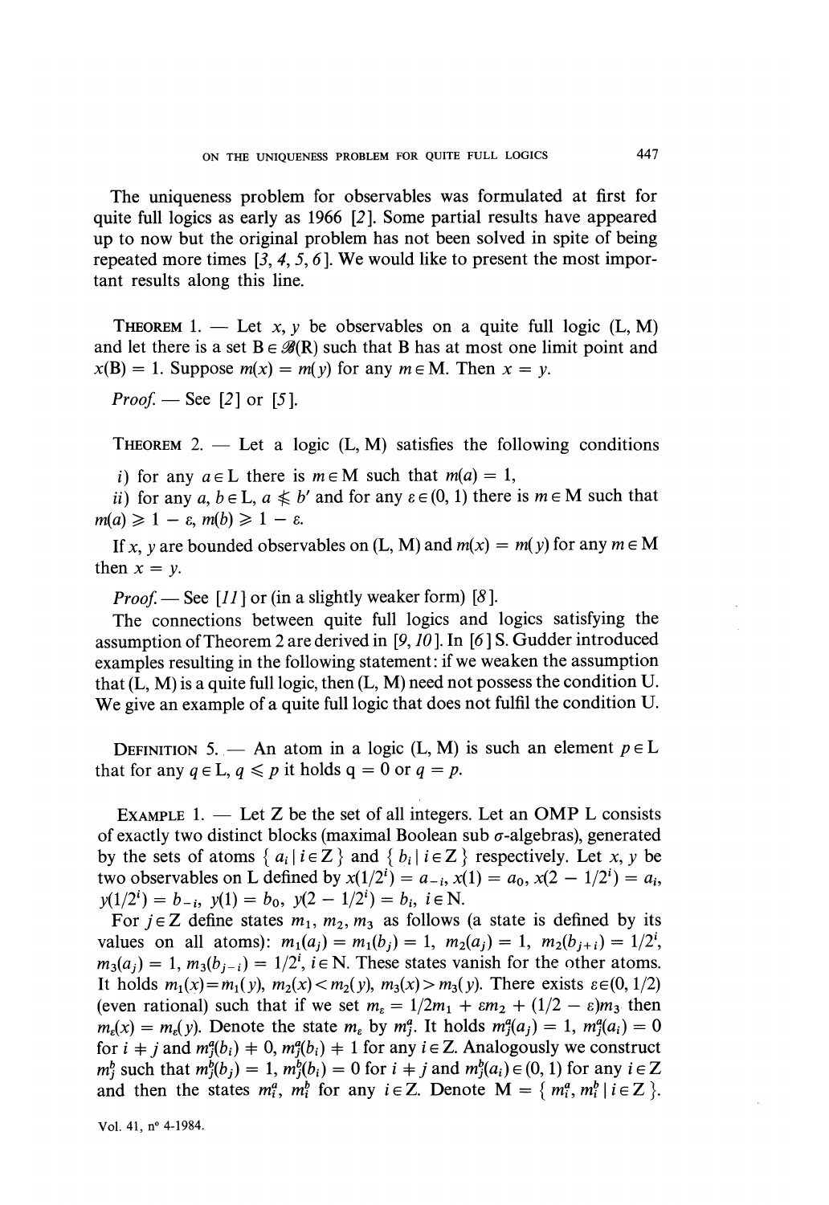The uniqueness problem for observables was formulated at first for quite full logics as early as 1966 [2]. Some partial results have appeared up to now but the original problem has not been solved in spite of being repeated more times [3, 4, 5, 6]. We would like to present the most important results along this line.

THEOREM 1. — Let $x, y$ be observables on a quite full logic $(L, M)$ and let there is a set $B \in \mathscr{B}(R)$ such that B has at most one limit point and $x(B) = 1$. Suppose $m(x) = m(y)$ for any $m \in M$. Then $x = y$.

*Proof.* — See [2] or [5].

THEOREM 2. — Let a logic $(L, M)$ satisfies the following conditions

*i)* for any $a \in L$ there is $m \in M$ such that $m(a) = 1$,

*ii)* for any $a, b \in L$, $a \nleqslant b'$ and for any $\varepsilon \in (0, 1)$ there is $m \in M$ such that $m(a) \geqslant 1 - \varepsilon$, $m(b) \geqslant 1 - \varepsilon$.

If $x, y$ are bounded observables on $(L, M)$ and $m(x) = m(y)$ for any $m \in M$ then $x = y$.

*Proof.* — See [11] or (in a slightly weaker form) [8].

The connections between quite full logics and logics satisfying the assumption of Theorem 2 are derived in [9, 10]. In [6] S. Gudder introduced examples resulting in the following statement: if we weaken the assumption that $(L, M)$ is a quite full logic, then $(L, M)$ need not possess the condition U. We give an example of a quite full logic that does not fulfil the condition U.

DEFINITION 5. — An atom in a logic $(L, M)$ is such an element $p \in L$ that for any $q \in L$, $q \leqslant p$ it holds $q = 0$ or $q = p$.

EXAMPLE 1. — Let Z be the set of all integers. Let an OMP L consists of exactly two distinct blocks (maximal Boolean sub $\sigma$-algebras), generated by the sets of atoms $\{ a_i \mid i \in Z \}$ and $\{ b_i \mid i \in Z \}$ respectively. Let $x, y$ be two observables on L defined by $x(1/2^i) = a_{-i}$, $x(1) = a_0$, $x(2 - 1/2^i) = a_i$, $y(1/2^i) = b_{-i}$, $y(1) = b_0$, $y(2 - 1/2^i) = b_i$, $i \in N$.

For $j \in Z$ define states $m_1, m_2, m_3$ as follows (a state is defined by its values on all atoms): $m_1(a_j) = m_1(b_j) = 1$, $m_2(a_j) = 1$, $m_2(b_{j+i}) = 1/2^i$, $m_3(a_j) = 1$, $m_3(b_{j-i}) = 1/2^i$, $i \in N$. These states vanish for the other atoms. It holds $m_1(x) = m_1(y)$, $m_2(x) < m_2(y)$, $m_3(x) > m_3(y)$. There exists $\varepsilon \in (0, 1/2)$ (even rational) such that if we set $m_\varepsilon = 1/2 m_1 + \varepsilon m_2 + (1/2 - \varepsilon) m_3$ then $m_\varepsilon(x) = m_\varepsilon(y)$. Denote the state $m_\varepsilon$ by $m_j^a$. It holds $m_j^a(a_j) = 1$, $m_j^a(a_i) = 0$ for $i \neq j$ and $m_j^a(b_i) \neq 0$, $m_j^a(b_i) \neq 1$ for any $i \in Z$. Analogously we construct $m_j^b$ such that $m_j^b(b_j) = 1$, $m_j^b(b_i) = 0$ for $i \neq j$ and $m_j^b(a_i) \in (0, 1)$ for any $i \in Z$ and then the states $m_i^a$, $m_i^b$ for any $i \in Z$. Denote $M = \{ m_i^a, m_i^b \mid i \in Z \}$.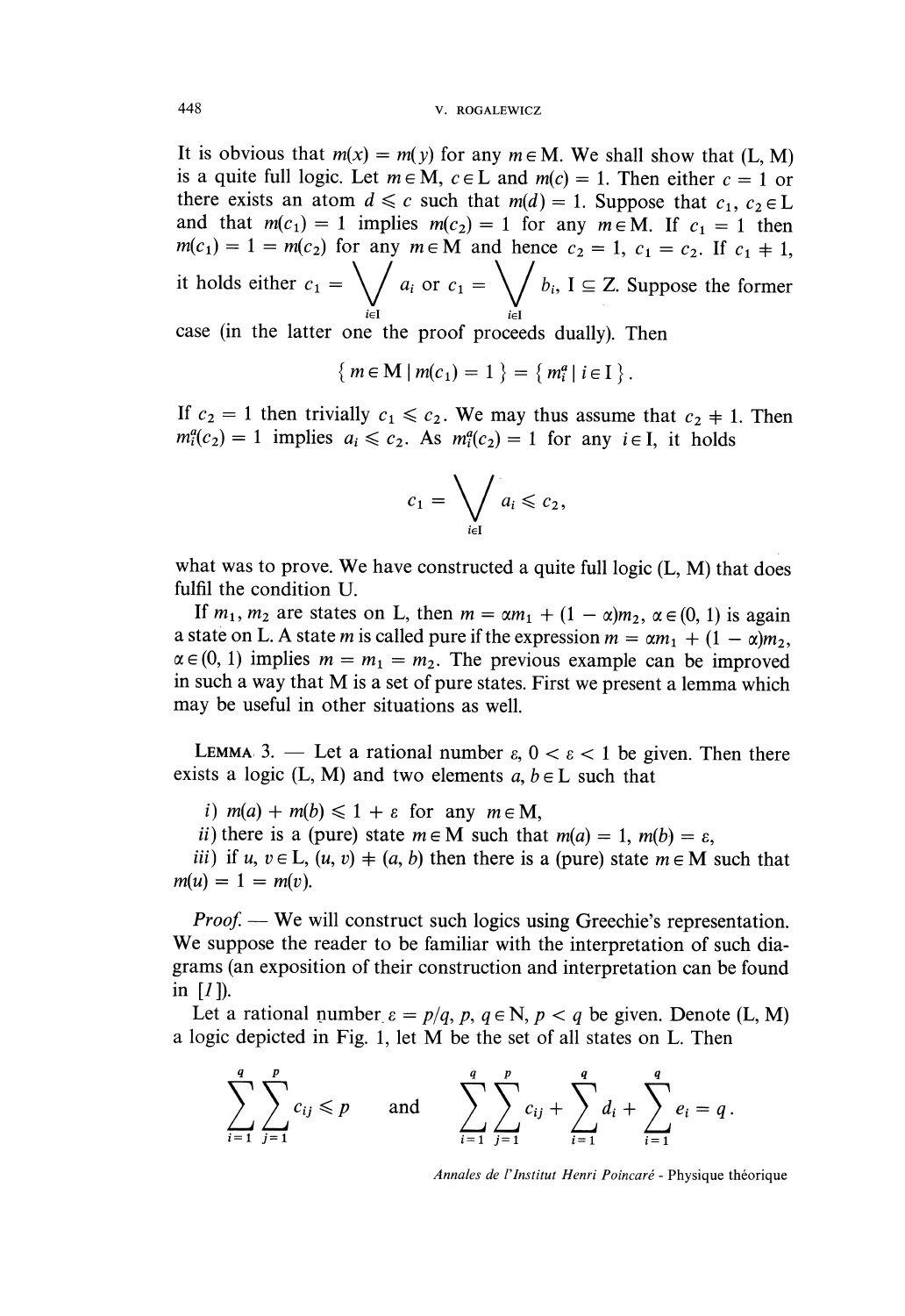It is obvious that $m(x) = m(y)$ for any $m \in \mathrm{M}$. We shall show that (L, M) is a quite full logic. Let $m \in \mathrm{M}$, $c \in \mathrm{L}$ and $m(c) = 1$. Then either $c = 1$ or there exists an atom $d \leqslant c$ such that $m(d) = 1$. Suppose that $c_1, c_2 \in \mathrm{L}$ and that $m(c_1) = 1$ implies $m(c_2) = 1$ for any $m \in \mathrm{M}$. If $c_1 = 1$ then $m(c_1) = 1 = m(c_2)$ for any $m \in \mathrm{M}$ and hence $c_2 = 1$, $c_1 = c_2$. If $c_1 \neq 1$, it holds either $c_1 = \bigvee_{i \in \mathrm{I}} a_i$ or $c_1 = \bigvee_{i \in \mathrm{I}} b_i$, $\mathrm{I} \subseteq \mathrm{Z}$. Suppose the former case (in the latter one the proof proceeds dually). Then

$$\{ m \in \mathrm{M} \mid m(c_1) = 1 \} = \{ m_i^a \mid i \in \mathrm{I} \}.$$

If $c_2 = 1$ then trivially $c_1 \leqslant c_2$. We may thus assume that $c_2 \neq 1$. Then $m_i^a(c_2) = 1$ implies $a_i \leqslant c_2$. As $m_i^a(c_2) = 1$ for any $i \in \mathrm{I}$, it holds

$$c_1 = \bigvee_{i \in \mathrm{I}} a_i \leqslant c_2,$$

what was to prove. We have constructed a quite full logic (L, M) that does fulfil the condition U.

If $m_1, m_2$ are states on L, then $m = \alpha m_1 + (1 - \alpha) m_2$, $\alpha \in (0, 1)$ is again a state on L. A state $m$ is called pure if the expression $m = \alpha m_1 + (1 - \alpha) m_2$, $\alpha \in (0, 1)$ implies $m = m_1 = m_2$. The previous example can be improved in such a way that M is a set of pure states. First we present a lemma which may be useful in other situations as well.

LEMMA 3. — Let a rational number $\varepsilon$, $0 < \varepsilon < 1$ be given. Then there exists a logic (L, M) and two elements $a, b \in \mathrm{L}$ such that

*i)* $m(a) + m(b) \leqslant 1 + \varepsilon$ for any $m \in \mathrm{M}$,

*ii)* there is a (pure) state $m \in \mathrm{M}$ such that $m(a) = 1$, $m(b) = \varepsilon$,

*iii)* if $u, v \in \mathrm{L}$, $(u, v) \neq (a, b)$ then there is a (pure) state $m \in \mathrm{M}$ such that $m(u) = 1 = m(v)$.

*Proof.* — We will construct such logics using Greechie's representation. We suppose the reader to be familiar with the interpretation of such diagrams (an exposition of their construction and interpretation can be found in [*1*]).

Let a rational number $\varepsilon = p/q$, $p, q \in \mathrm{N}$, $p < q$ be given. Denote (L, M) a logic depicted in Fig. 1, let M be the set of all states on L. Then

$$\sum_{i=1}^{q} \sum_{j=1}^{p} c_{ij} \leqslant p \quad \text{and} \quad \sum_{i=1}^{q} \sum_{j=1}^{p} c_{ij} + \sum_{i=1}^{q} d_i + \sum_{i=1}^{q} e_i = q .$$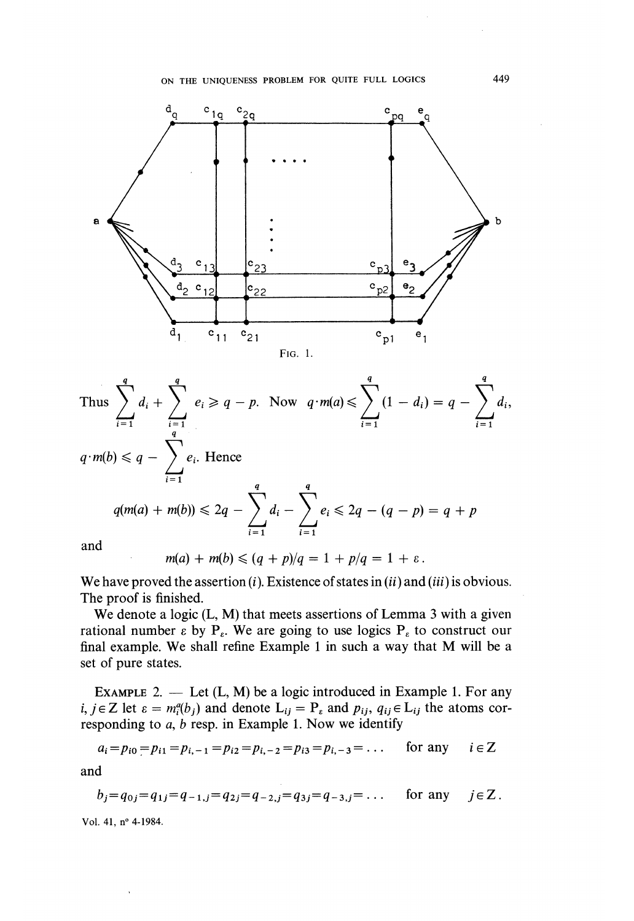FIG. 1.

Thus $\sum_{i=1}^{q} d_i + \sum_{i=1}^{q} e_i \geqslant q - p$. Now $q \cdot m(a) \leqslant \sum_{i=1}^{q} (1 - d_i) = q - \sum_{i=1}^{q} d_i$, $q \cdot m(b) \leqslant q - \sum_{i=1}^{q} e_i$. Hence

$$q(m(a) + m(b)) \leqslant 2q - \sum_{i=1}^{q} d_i - \sum_{i=1}^{q} e_i \leqslant 2q - (q - p) = q + p$$

and

$$m(a) + m(b) \leqslant (q + p)/q = 1 + p/q = 1 + \varepsilon .$$

We have proved the assertion (*i*). Existence of states in (*ii*) and (*iii*) is obvious. The proof is finished.

We denote a logic (L, M) that meets assertions of Lemma 3 with a given rational number $\varepsilon$ by $P_\varepsilon$. We are going to use logics $P_\varepsilon$ to construct our final example. We shall refine Example 1 in such a way that M will be a set of pure states.

EXAMPLE 2. — Let (L, M) be a logic introduced in Example 1. For any $i, j \in Z$ let $\varepsilon = m_i^a(b_j)$ and denote $L_{ij} = P_\varepsilon$ and $p_{ij}, q_{ij} \in L_{ij}$ the atoms corresponding to $a$, $b$ resp. in Example 1. Now we identify

$$a_i = p_{i0} = p_{i1} = p_{i,-1} = p_{i2} = p_{i,-2} = p_{i3} = p_{i,-3} = \ldots \quad \text{for any} \quad i \in Z$$

and

$$b_j = q_{0j} = q_{1j} = q_{-1,j} = q_{2j} = q_{-2,j} = q_{3j} = q_{-3,j} = \ldots \quad \text{for any} \quad j \in Z .$$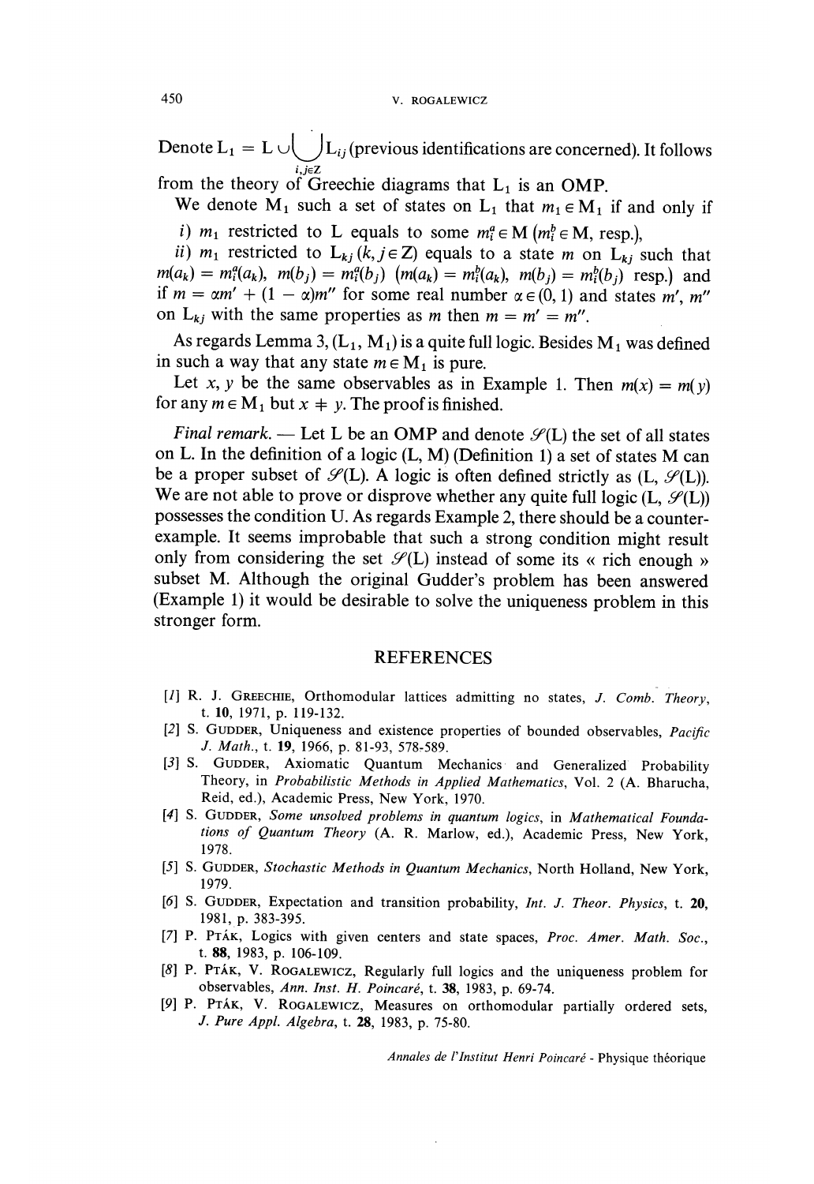Denote $L_1 = L \cup \bigcup_{i,j \in Z} L_{ij}$ (previous identifications are concerned). It follows from the theory of Greechie diagrams that $L_1$ is an OMP.

We denote $M_1$ such a set of states on $L_1$ that $m_1 \in M_1$ if and only if

*i)* $m_1$ restricted to L equals to some $m_i^a \in M$ ($m_i^b \in M$, resp.),

*ii)* $m_1$ restricted to $L_{kj}$ ($k, j \in Z$) equals to a state $m$ on $L_{kj}$ such that $m(a_k) = m_i^a(a_k)$, $m(b_j) = m_i^a(b_j)$ ($m(a_k) = m_i^b(a_k)$, $m(b_j) = m_i^b(b_j)$ resp.) and if $m = \alpha m' + (1 - \alpha)m''$ for some real number $\alpha \in (0, 1)$ and states $m'$, $m''$ on $L_{kj}$ with the same properties as $m$ then $m = m' = m''$.

As regards Lemma 3, $(L_1, M_1)$ is a quite full logic. Besides $M_1$ was defined in such a way that any state $m \in M_1$ is pure.

Let $x$, $y$ be the same observables as in Example 1. Then $m(x) = m(y)$ for any $m \in M_1$ but $x \neq y$. The proof is finished.

*Final remark.* — Let L be an OMP and denote $\mathscr{S}(L)$ the set of all states on L. In the definition of a logic (L, M) (Definition 1) a set of states M can be a proper subset of $\mathscr{S}(L)$. A logic is often defined strictly as $(L, \mathscr{S}(L))$. We are not able to prove or disprove whether any quite full logic $(L, \mathscr{S}(L))$ possesses the condition U. As regards Example 2, there should be a counterexample. It seems improbable that such a strong condition might result only from considering the set $\mathscr{S}(L)$ instead of some its « rich enough » subset M. Although the original Gudder's problem has been answered (Example 1) it would be desirable to solve the uniqueness problem in this stronger form.

## REFERENCES

[1] R. J. Greechie, Orthomodular lattices admitting no states, *J. Comb. Theory*, t. **10**, 1971, p. 119-132.

[2] S. Gudder, Uniqueness and existence properties of bounded observables, *Pacific J. Math.*, t. **19**, 1966, p. 81-93, 578-589.

[3] S. Gudder, Axiomatic Quantum Mechanics and Generalized Probability Theory, in *Probabilistic Methods in Applied Mathematics*, Vol. 2 (A. Bharucha, Reid, ed.), Academic Press, New York, 1970.

[4] S. Gudder, *Some unsolved problems in quantum logics*, in *Mathematical Foundations of Quantum Theory* (A. R. Marlow, ed.), Academic Press, New York, 1978.

[5] S. Gudder, *Stochastic Methods in Quantum Mechanics*, North Holland, New York, 1979.

[6] S. Gudder, Expectation and transition probability, *Int. J. Theor. Physics*, t. **20**, 1981, p. 383-395.

[7] P. Pták, Logics with given centers and state spaces, *Proc. Amer. Math. Soc.*, t. **88**, 1983, p. 106-109.

[8] P. Pták, V. Rogalewicz, Regularly full logics and the uniqueness problem for observables, *Ann. Inst. H. Poincaré*, t. **38**, 1983, p. 69-74.

[9] P. Pták, V. Rogalewicz, Measures on orthomodular partially ordered sets, *J. Pure Appl. Algebra*, t. **28**, 1983, p. 75-80.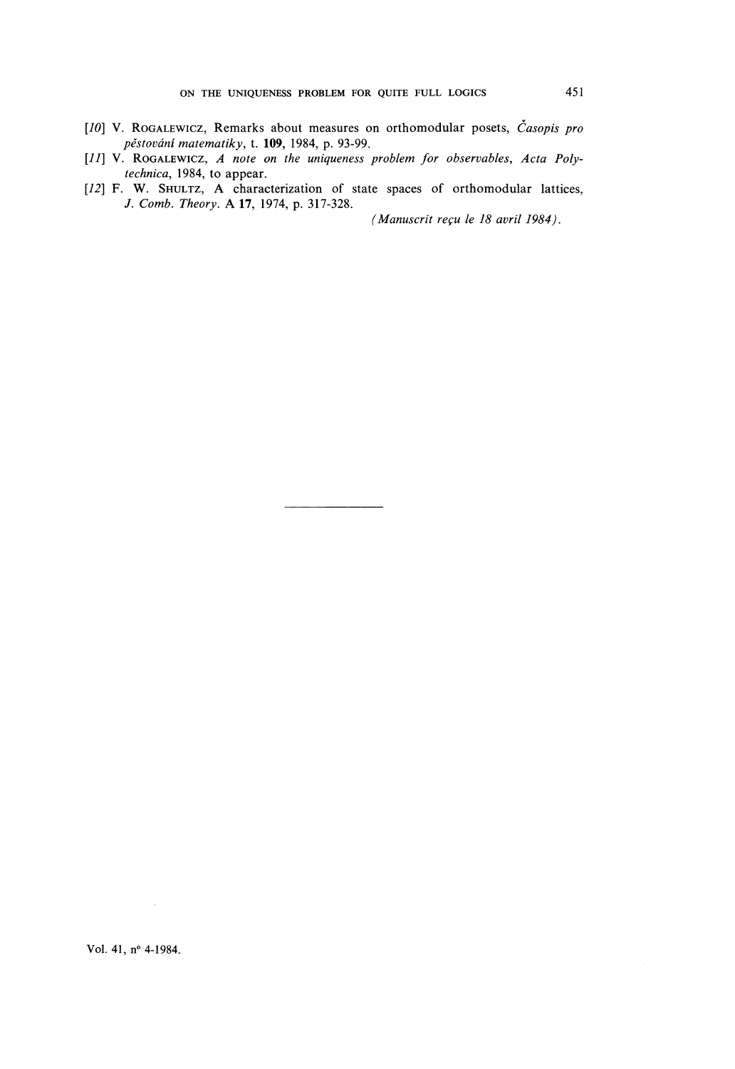[10] V. ROGALEWICZ, Remarks about measures on orthomodular posets, *Časopis pro pěstování matematiky*, t. **109**, 1984, p. 93-99.

[11] V. ROGALEWICZ, *A note on the uniqueness problem for observables*, *Acta Polytechnica*, 1984, to appear.

[12] F. W. SHULTZ, A characterization of state spaces of orthomodular lattices, *J. Comb. Theory*. A **17**, 1974, p. 317-328.

*(Manuscrit reçu le 18 avril 1984).*